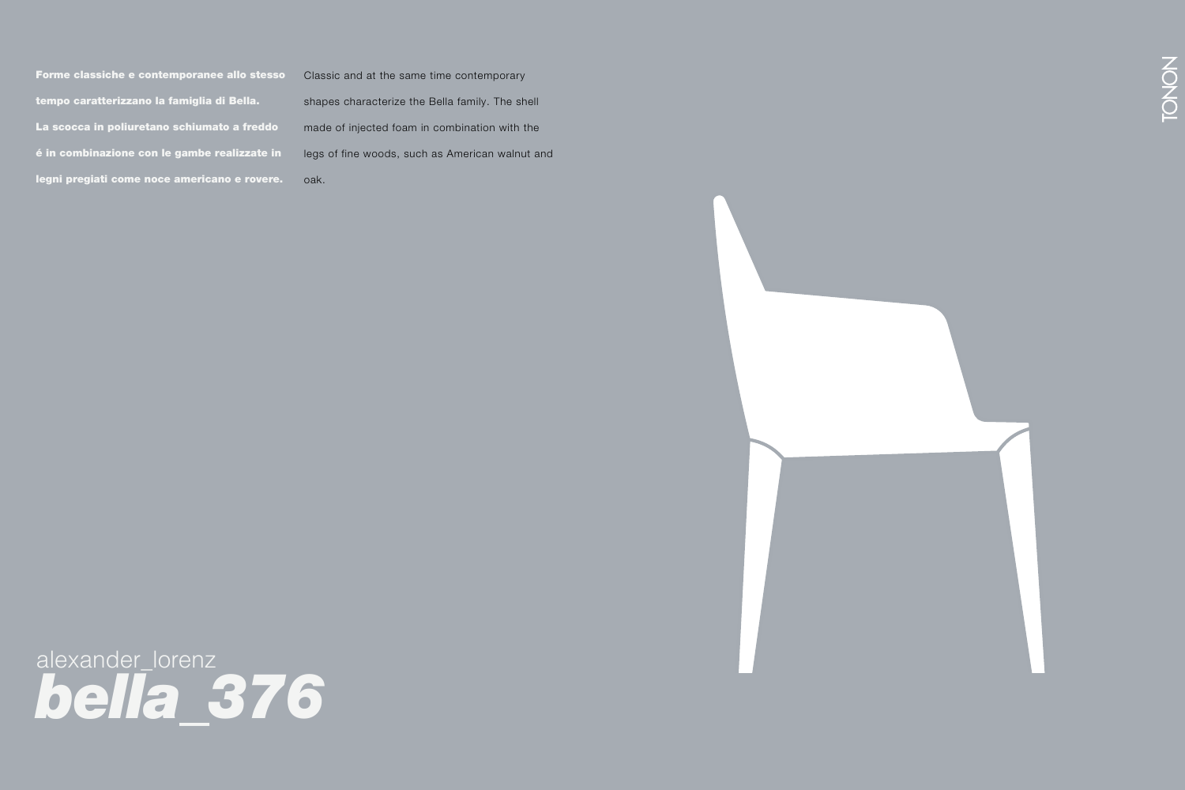**Forme classiche e contemporanee allo stesso tempo caratterizzano la famiglia di Bella. La scocca in poliuretano schiumato a freddo é in combinazione con le gambe realizzate in legni pregiati come noce americano e rovere.**

Classic and at the same time contemporary shapes characterize the Bella family. The shell made of injected foam in combination with the legs of fine woods, such as American walnut and oak.

alexander_lorenz

# *bella_376*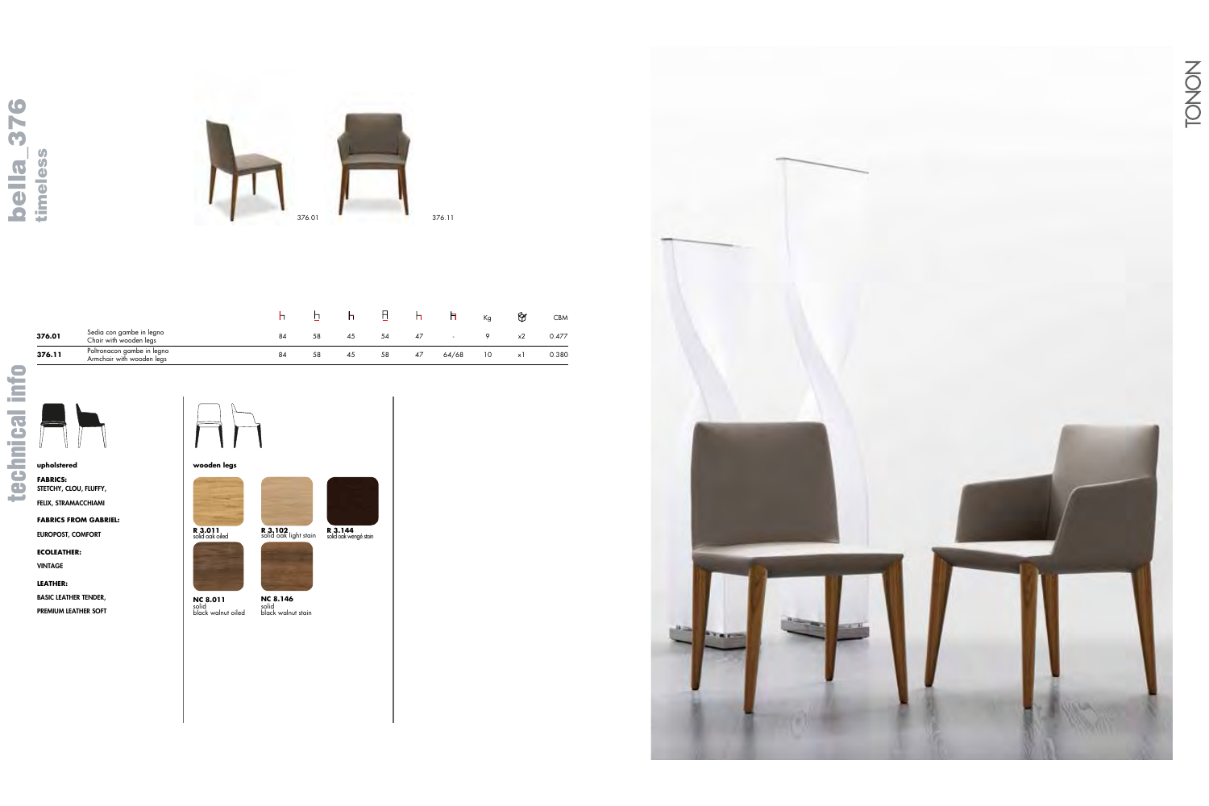# bella_376

## timeless

376.01

376.11

## technical info

| | | h | h | h | h | h | h | Kg | | CBM |
|---|---|---|---|---|---|---|---|---|---|---|
| **376.01** | Sedia con gambe in legno<br>Chair with wooden legs | 84 | 58 | 45 | 54 | 47 | - | 9 | x2 | 0.477 |
| **376.11** | Poltroncacon gambe in legno<br>Armchair with wooden legs | 84 | 58 | 45 | 58 | 47 | 64/68 | 10 | x1 | 0.380 |

**upholstered**

**FABRICS:**
STETCHY, CLOU, FLUFFY,

FELIX, STRAMACCHIAMI

**FABRICS FROM GABRIEL:**

EUROPOST, COMFORT

**ECOLEATHER:**

VINTAGE

**LEATHER:**

BASIC LEATHER TENDER,

PREMIUM LEATHER SOFT

**wooden legs**

**R 3.011** solid oak oiled

**R 3.102** solid oak light stain

**R 3.144** solid oak wengé stain

**NC 8.011** solid black walnut oiled

**NC 8.146** solid black walnut stain

TONON